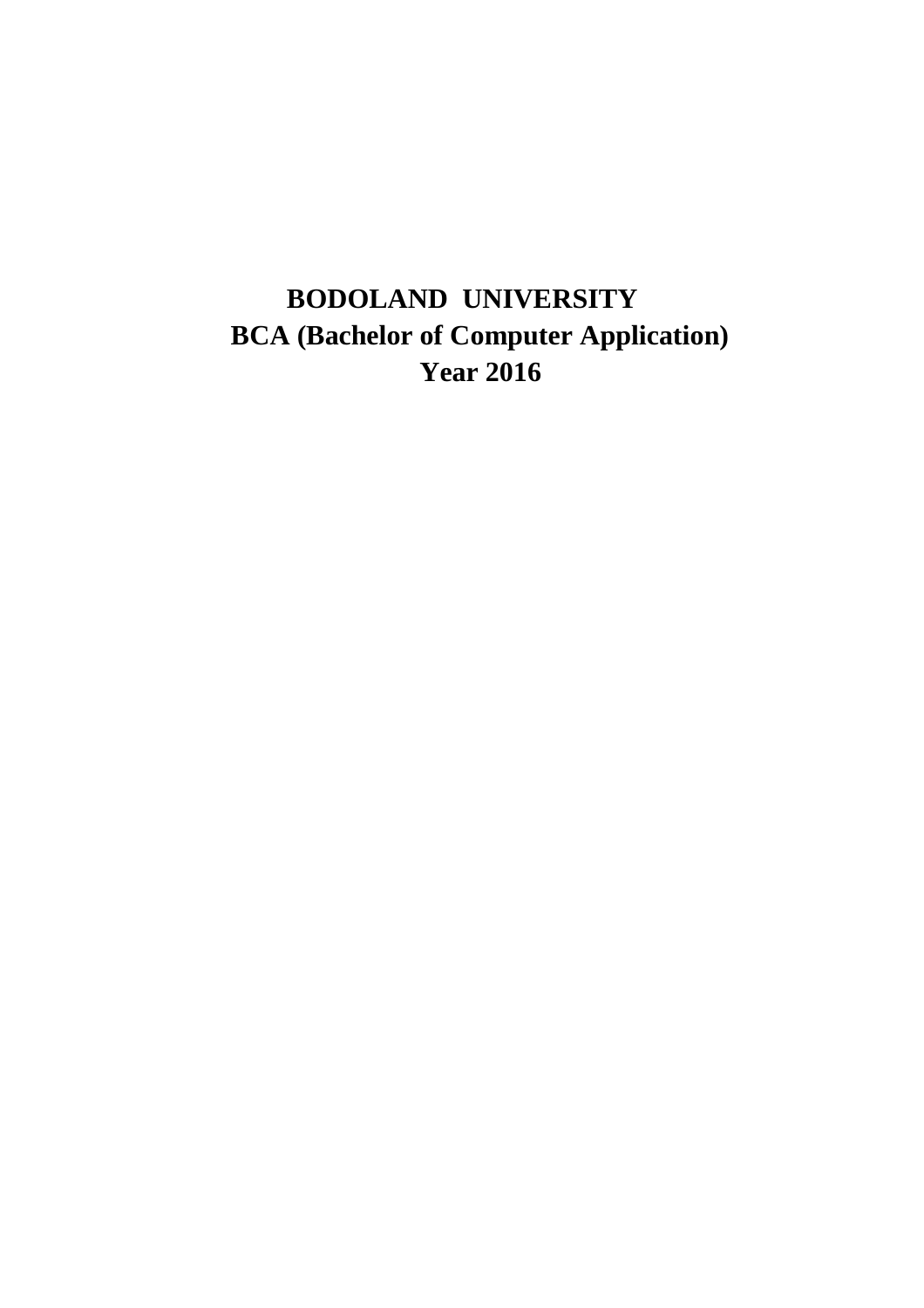# BODOLAND UNIVERSITY

## BCA (Bachelor of Computer Application)

## Year 2016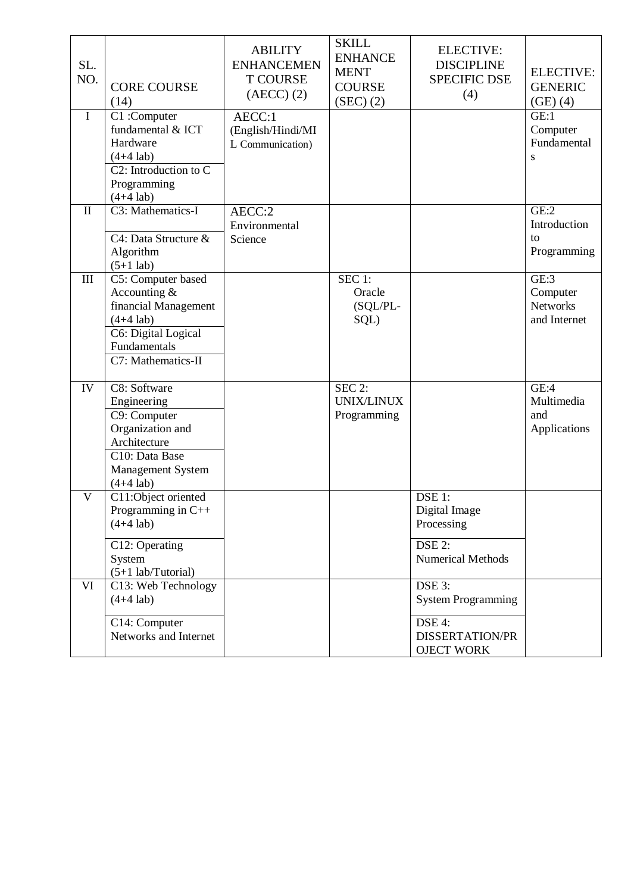| SL. NO. | CORE COURSE (14) | ABILITY ENHANCEMENT COURSE (AECC) (2) | SKILL ENHANCEMENT COURSE (SEC) (2) | ELECTIVE: DISCIPLINE SPECIFIC DSE (4) | ELECTIVE: GENERIC (GE) (4) |
|---|---|---|---|---|---|
| I | C1 :Computer fundamental & ICT Hardware (4+4 lab) | AECC:1 (English/Hindi/MIL Communication) | | | GE:1 Computer Fundamentals |
| | C2: Introduction to C Programming (4+4 lab) | | | | |
| II | C3: Mathematics-I | AECC:2 Environmental Science | | | GE:2 Introduction to Programming |
| | C4: Data Structure & Algorithm (5+1 lab) | | | | |
| III | C5: Computer based Accounting & financial Management (4+4 lab) | | SEC 1: Oracle (SQL/PL-SQL) | | GE:3 Computer Networks and Internet |
| | C6: Digital Logical Fundamentals | | | | |
| | C7: Mathematics-II | | | | |
| IV | C8: Software Engineering | | SEC 2: UNIX/LINUX Programming | | GE:4 Multimedia and Applications |
| | C9: Computer Organization and Architecture | | | | |
| | C10: Data Base Management System (4+4 lab) | | | | |
| V | C11:Object oriented Programming in C++ (4+4 lab) | | | DSE 1: Digital Image Processing | |
| | C12: Operating System (5+1 lab/Tutorial) | | | DSE 2: Numerical Methods | |
| VI | C13: Web Technology (4+4 lab) | | | DSE 3: System Programming | |
| | C14: Computer Networks and Internet | | | DSE 4: DISSERTATION/PROJECT WORK | |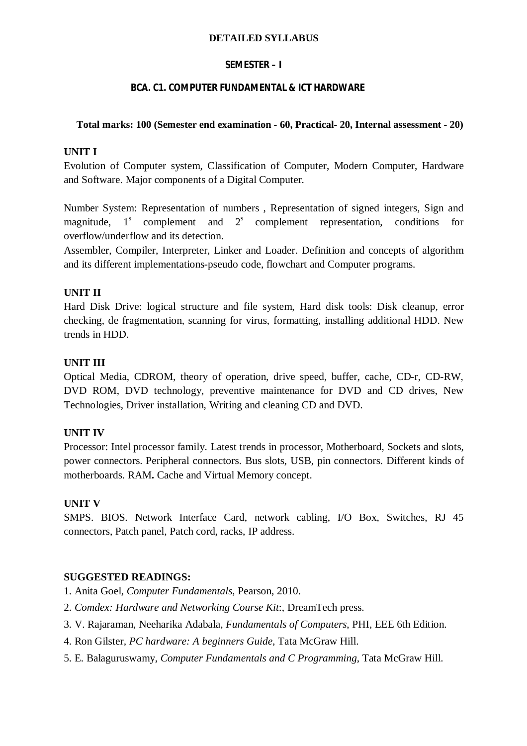# DETAILED SYLLABUS

## SEMESTER – I

## BCA. C1. COMPUTER FUNDAMENTAL & ICT HARDWARE

**Total marks: 100 (Semester end examination - 60, Practical- 20, Internal assessment - 20)**

**UNIT I**

Evolution of Computer system, Classification of Computer, Modern Computer, Hardware and Software. Major components of a Digital Computer.

Number System: Representation of numbers , Representation of signed integers, Sign and magnitude, $1^s$ complement and $2^s$ complement representation, conditions for overflow/underflow and its detection.

Assembler, Compiler, Interpreter, Linker and Loader. Definition and concepts of algorithm and its different implementations-pseudo code, flowchart and Computer programs.

**UNIT II**

Hard Disk Drive: logical structure and file system, Hard disk tools: Disk cleanup, error checking, de fragmentation, scanning for virus, formatting, installing additional HDD. New trends in HDD.

**UNIT III**

Optical Media, CDROM, theory of operation, drive speed, buffer, cache, CD-r, CD-RW, DVD ROM, DVD technology, preventive maintenance for DVD and CD drives, New Technologies, Driver installation, Writing and cleaning CD and DVD.

**UNIT IV**

Processor: Intel processor family. Latest trends in processor, Motherboard, Sockets and slots, power connectors. Peripheral connectors. Bus slots, USB, pin connectors. Different kinds of motherboards. RAM**.** Cache and Virtual Memory concept.

**UNIT V**

SMPS. BIOS. Network Interface Card, network cabling, I/O Box, Switches, RJ 45 connectors, Patch panel, Patch cord, racks, IP address.

**SUGGESTED READINGS:**

1. Anita Goel, *Computer Fundamentals*, Pearson, 2010.
2. *Comdex: Hardware and Networking Course Kit*:, DreamTech press.
3. V. Rajaraman, Neeharika Adabala, *Fundamentals of Computers*, PHI, EEE 6th Edition.
4. Ron Gilster, *PC hardware: A beginners Guide*, Tata McGraw Hill.
5. E. Balaguruswamy, *Computer Fundamentals and C Programming*, Tata McGraw Hill.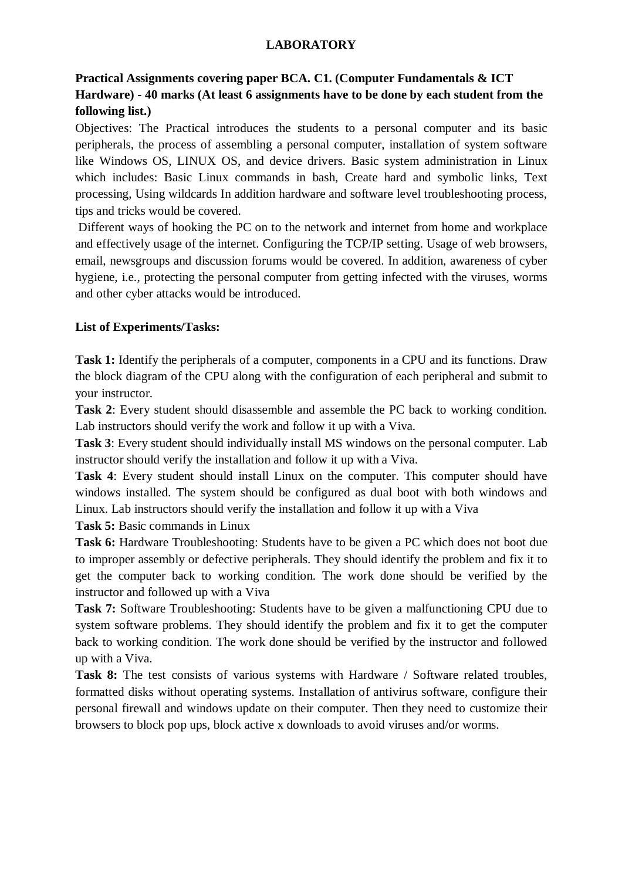# LABORATORY

**Practical Assignments covering paper BCA. C1. (Computer Fundamentals & ICT Hardware) - 40 marks (At least 6 assignments have to be done by each student from the following list.)**

Objectives: The Practical introduces the students to a personal computer and its basic peripherals, the process of assembling a personal computer, installation of system software like Windows OS, LINUX OS, and device drivers. Basic system administration in Linux which includes: Basic Linux commands in bash, Create hard and symbolic links, Text processing, Using wildcards In addition hardware and software level troubleshooting process, tips and tricks would be covered.

Different ways of hooking the PC on to the network and internet from home and workplace and effectively usage of the internet. Configuring the TCP/IP setting. Usage of web browsers, email, newsgroups and discussion forums would be covered. In addition, awareness of cyber hygiene, i.e., protecting the personal computer from getting infected with the viruses, worms and other cyber attacks would be introduced.

**List of Experiments/Tasks:**

**Task 1:** Identify the peripherals of a computer, components in a CPU and its functions. Draw the block diagram of the CPU along with the configuration of each peripheral and submit to your instructor.

**Task 2**: Every student should disassemble and assemble the PC back to working condition. Lab instructors should verify the work and follow it up with a Viva.

**Task 3**: Every student should individually install MS windows on the personal computer. Lab instructor should verify the installation and follow it up with a Viva.

**Task 4**: Every student should install Linux on the computer. This computer should have windows installed. The system should be configured as dual boot with both windows and Linux. Lab instructors should verify the installation and follow it up with a Viva

**Task 5:** Basic commands in Linux

**Task 6:** Hardware Troubleshooting: Students have to be given a PC which does not boot due to improper assembly or defective peripherals. They should identify the problem and fix it to get the computer back to working condition. The work done should be verified by the instructor and followed up with a Viva

**Task 7:** Software Troubleshooting: Students have to be given a malfunctioning CPU due to system software problems. They should identify the problem and fix it to get the computer back to working condition. The work done should be verified by the instructor and followed up with a Viva.

**Task 8:** The test consists of various systems with Hardware / Software related troubles, formatted disks without operating systems. Installation of antivirus software, configure their personal firewall and windows update on their computer. Then they need to customize their browsers to block pop ups, block active x downloads to avoid viruses and/or worms.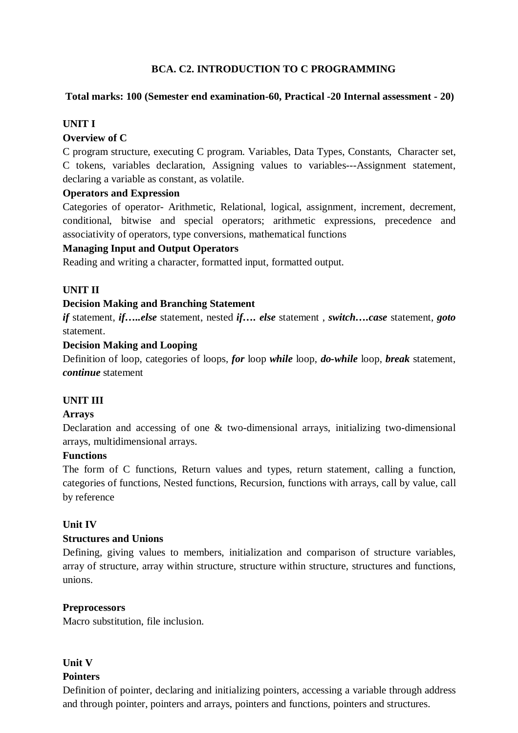## BCA. C2. INTRODUCTION TO C PROGRAMMING

**Total marks: 100 (Semester end examination-60, Practical -20 Internal assessment - 20)**

### UNIT I

**Overview of C**

C program structure, executing C program. Variables, Data Types, Constants, Character set, C tokens, variables declaration, Assigning values to variables---Assignment statement, declaring a variable as constant, as volatile.

**Operators and Expression**

Categories of operator- Arithmetic, Relational, logical, assignment, increment, decrement, conditional, bitwise and special operators; arithmetic expressions, precedence and associativity of operators, type conversions, mathematical functions

**Managing Input and Output Operators**

Reading and writing a character, formatted input, formatted output.

### UNIT II

**Decision Making and Branching Statement**

***if*** statement, ***if…..else*** statement, nested ***if…. else*** statement , ***switch….case*** statement, ***goto*** statement.

**Decision Making and Looping**

Definition of loop, categories of loops, ***for*** loop ***while*** loop, ***do-while*** loop, ***break*** statement, ***continue*** statement

### UNIT III

**Arrays**

Declaration and accessing of one & two-dimensional arrays, initializing two-dimensional arrays, multidimensional arrays.

**Functions**

The form of C functions, Return values and types, return statement, calling a function, categories of functions, Nested functions, Recursion, functions with arrays, call by value, call by reference

### Unit IV

**Structures and Unions**

Defining, giving values to members, initialization and comparison of structure variables, array of structure, array within structure, structure within structure, structures and functions, unions.

**Preprocessors**

Macro substitution, file inclusion.

### Unit V

**Pointers**

Definition of pointer, declaring and initializing pointers, accessing a variable through address and through pointer, pointers and arrays, pointers and functions, pointers and structures.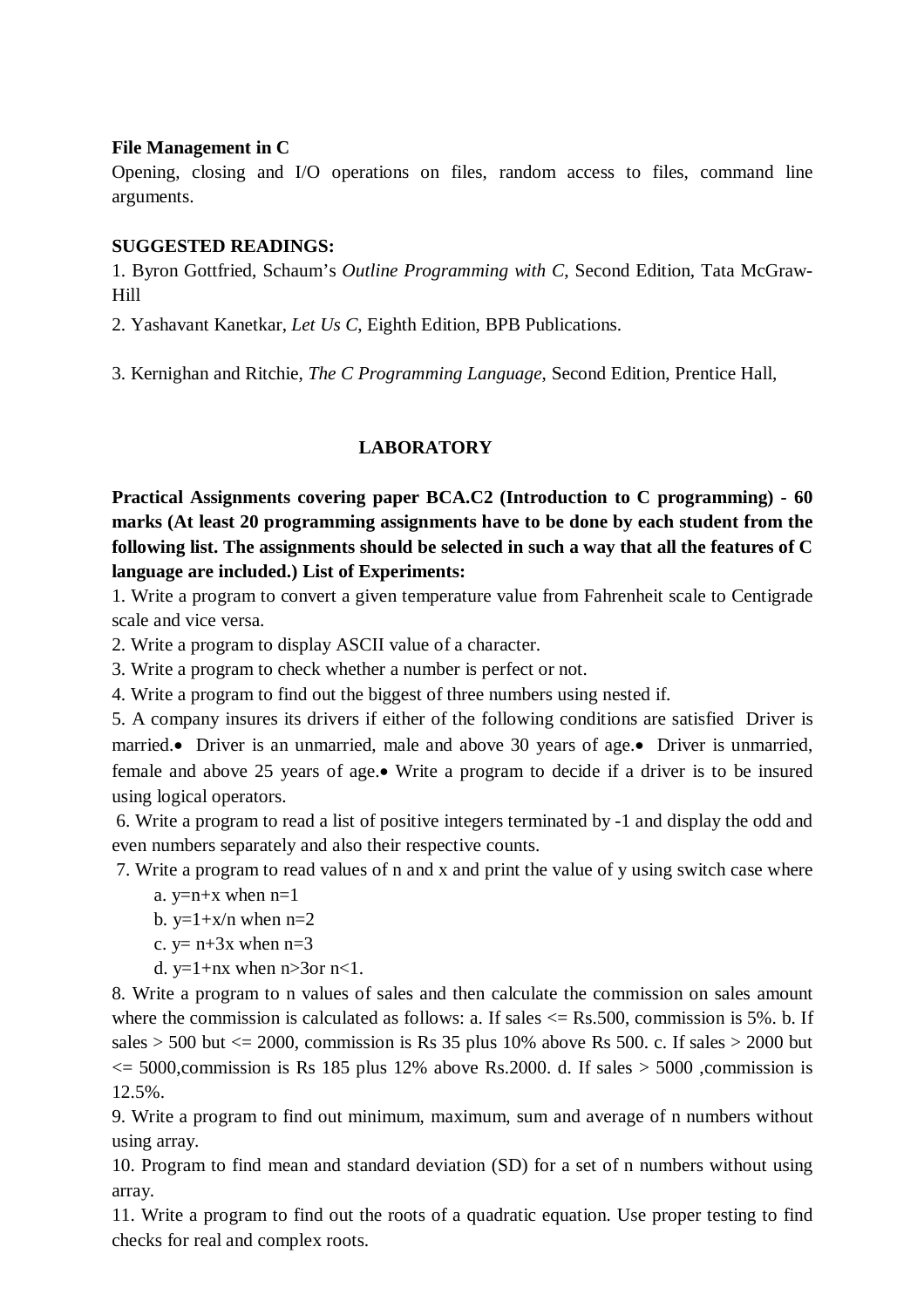**File Management in C**

Opening, closing and I/O operations on files, random access to files, command line arguments.

**SUGGESTED READINGS:**

1. Byron Gottfried, Schaum's *Outline Programming with C*, Second Edition, Tata McGraw-Hill

2. Yashavant Kanetkar, *Let Us C*, Eighth Edition, BPB Publications.

3. Kernighan and Ritchie, *The C Programming Language*, Second Edition, Prentice Hall,

## LABORATORY

**Practical Assignments covering paper BCA.C2 (Introduction to C programming) - 60 marks (At least 20 programming assignments have to be done by each student from the following list. The assignments should be selected in such a way that all the features of C language are included.) List of Experiments:**

1. Write a program to convert a given temperature value from Fahrenheit scale to Centigrade scale and vice versa.
2. Write a program to display ASCII value of a character.
3. Write a program to check whether a number is perfect or not.
4. Write a program to find out the biggest of three numbers using nested if.
5. A company insures its drivers if either of the following conditions are satisfied Driver is married.• Driver is an unmarried, male and above 30 years of age.• Driver is unmarried, female and above 25 years of age.• Write a program to decide if a driver is to be insured using logical operators.
6. Write a program to read a list of positive integers terminated by -1 and display the odd and even numbers separately and also their respective counts.
7. Write a program to read values of n and x and print the value of y using switch case where
   a. y=n+x when n=1
   b. y=1+x/n when n=2
   c. y= n+3x when n=3
   d. y=1+nx when n>3or n<1.
8. Write a program to n values of sales and then calculate the commission on sales amount where the commission is calculated as follows: a. If sales <= Rs.500, commission is 5%. b. If sales > 500 but <= 2000, commission is Rs 35 plus 10% above Rs 500. c. If sales > 2000 but <= 5000,commission is Rs 185 plus 12% above Rs.2000. d. If sales > 5000 ,commission is 12.5%.
9. Write a program to find out minimum, maximum, sum and average of n numbers without using array.
10. Program to find mean and standard deviation (SD) for a set of n numbers without using array.
11. Write a program to find out the roots of a quadratic equation. Use proper testing to find checks for real and complex roots.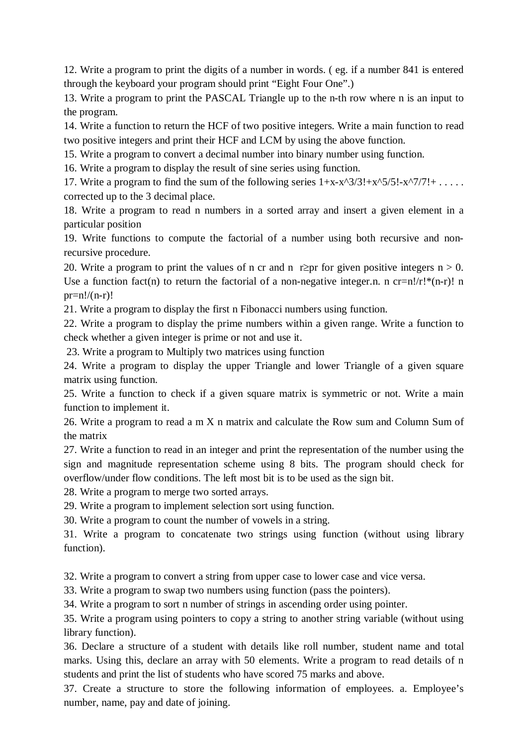12. Write a program to print the digits of a number in words. ( eg. if a number 841 is entered through the keyboard your program should print "Eight Four One".)

13. Write a program to print the PASCAL Triangle up to the n-th row where n is an input to the program.

14. Write a function to return the HCF of two positive integers. Write a main function to read two positive integers and print their HCF and LCM by using the above function.

15. Write a program to convert a decimal number into binary number using function.

16. Write a program to display the result of sine series using function.

17. Write a program to find the sum of the following series 1+x-x^3/3!+x^5/5!-x^7/7!+ . . . . . corrected up to the 3 decimal place.

18. Write a program to read n numbers in a sorted array and insert a given element in a particular position

19. Write functions to compute the factorial of a number using both recursive and non-recursive procedure.

20. Write a program to print the values of n cr and n r≥pr for given positive integers n > 0. Use a function fact(n) to return the factorial of a non-negative integer.n. n cr=n!/r!*(n-r)! n pr=n!/(n-r)!

21. Write a program to display the first n Fibonacci numbers using function.

22. Write a program to display the prime numbers within a given range. Write a function to check whether a given integer is prime or not and use it.

23. Write a program to Multiply two matrices using function

24. Write a program to display the upper Triangle and lower Triangle of a given square matrix using function.

25. Write a function to check if a given square matrix is symmetric or not. Write a main function to implement it.

26. Write a program to read a m X n matrix and calculate the Row sum and Column Sum of the matrix

27. Write a function to read in an integer and print the representation of the number using the sign and magnitude representation scheme using 8 bits. The program should check for overflow/under flow conditions. The left most bit is to be used as the sign bit.

28. Write a program to merge two sorted arrays.

29. Write a program to implement selection sort using function.

30. Write a program to count the number of vowels in a string.

31. Write a program to concatenate two strings using function (without using library function).

32. Write a program to convert a string from upper case to lower case and vice versa.

33. Write a program to swap two numbers using function (pass the pointers).

34. Write a program to sort n number of strings in ascending order using pointer.

35. Write a program using pointers to copy a string to another string variable (without using library function).

36. Declare a structure of a student with details like roll number, student name and total marks. Using this, declare an array with 50 elements. Write a program to read details of n students and print the list of students who have scored 75 marks and above.

37. Create a structure to store the following information of employees. a. Employee's number, name, pay and date of joining.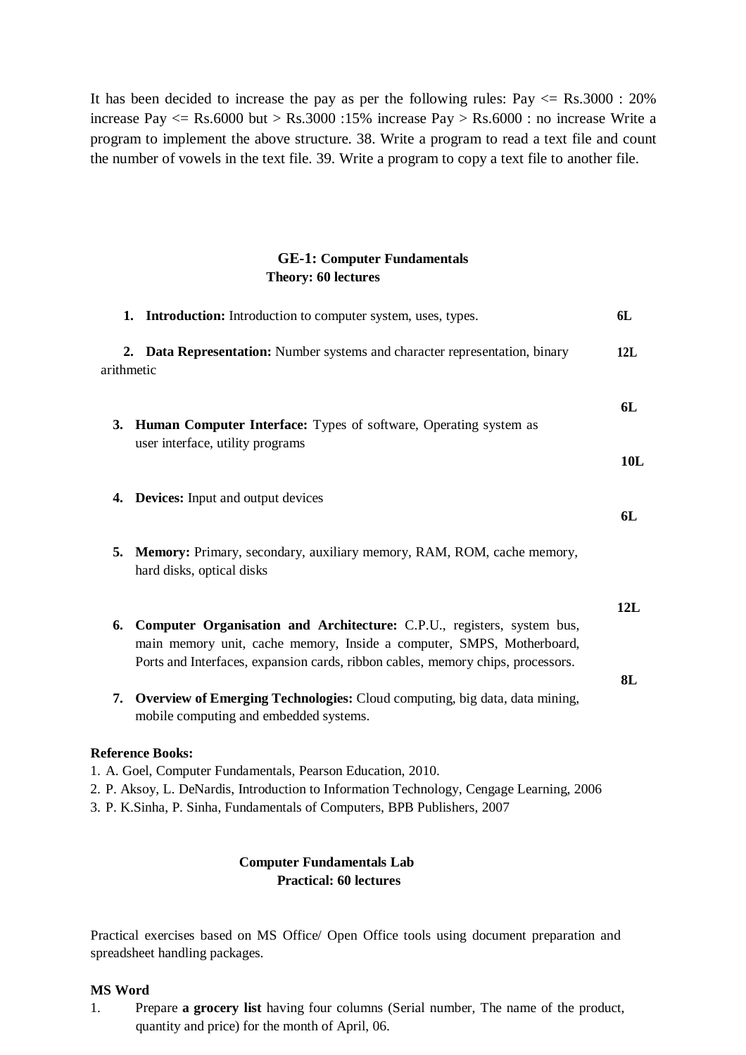It has been decided to increase the pay as per the following rules: Pay <= Rs.3000 : 20% increase Pay <= Rs.6000 but > Rs.3000 :15% increase Pay > Rs.6000 : no increase Write a program to implement the above structure. 38. Write a program to read a text file and count the number of vowels in the text file. 39. Write a program to copy a text file to another file.

## GE-1: Computer Fundamentals

**Theory: 60 lectures**

1. **Introduction:** Introduction to computer system, uses, types. **6L**
2. **Data Representation:** Number systems and character representation, binary arithmetic **12L**
3. **Human Computer Interface:** Types of software, Operating system as user interface, utility programs **6L**
4. **Devices:** Input and output devices **10L**
5. **Memory:** Primary, secondary, auxiliary memory, RAM, ROM, cache memory, hard disks, optical disks **6L**
6. **Computer Organisation and Architecture:** C.P.U., registers, system bus, main memory unit, cache memory, Inside a computer, SMPS, Motherboard, Ports and Interfaces, expansion cards, ribbon cables, memory chips, processors. **12L**
7. **Overview of Emerging Technologies:** Cloud computing, big data, data mining, mobile computing and embedded systems. **8L**

**Reference Books:**

1. A. Goel, Computer Fundamentals, Pearson Education, 2010.
2. P. Aksoy, L. DeNardis, Introduction to Information Technology, Cengage Learning, 2006
3. P. K.Sinha, P. Sinha, Fundamentals of Computers, BPB Publishers, 2007

## Computer Fundamentals Lab

**Practical: 60 lectures**

Practical exercises based on MS Office/ Open Office tools using document preparation and spreadsheet handling packages.

**MS Word**

1. Prepare **a grocery list** having four columns (Serial number, The name of the product, quantity and price) for the month of April, 06.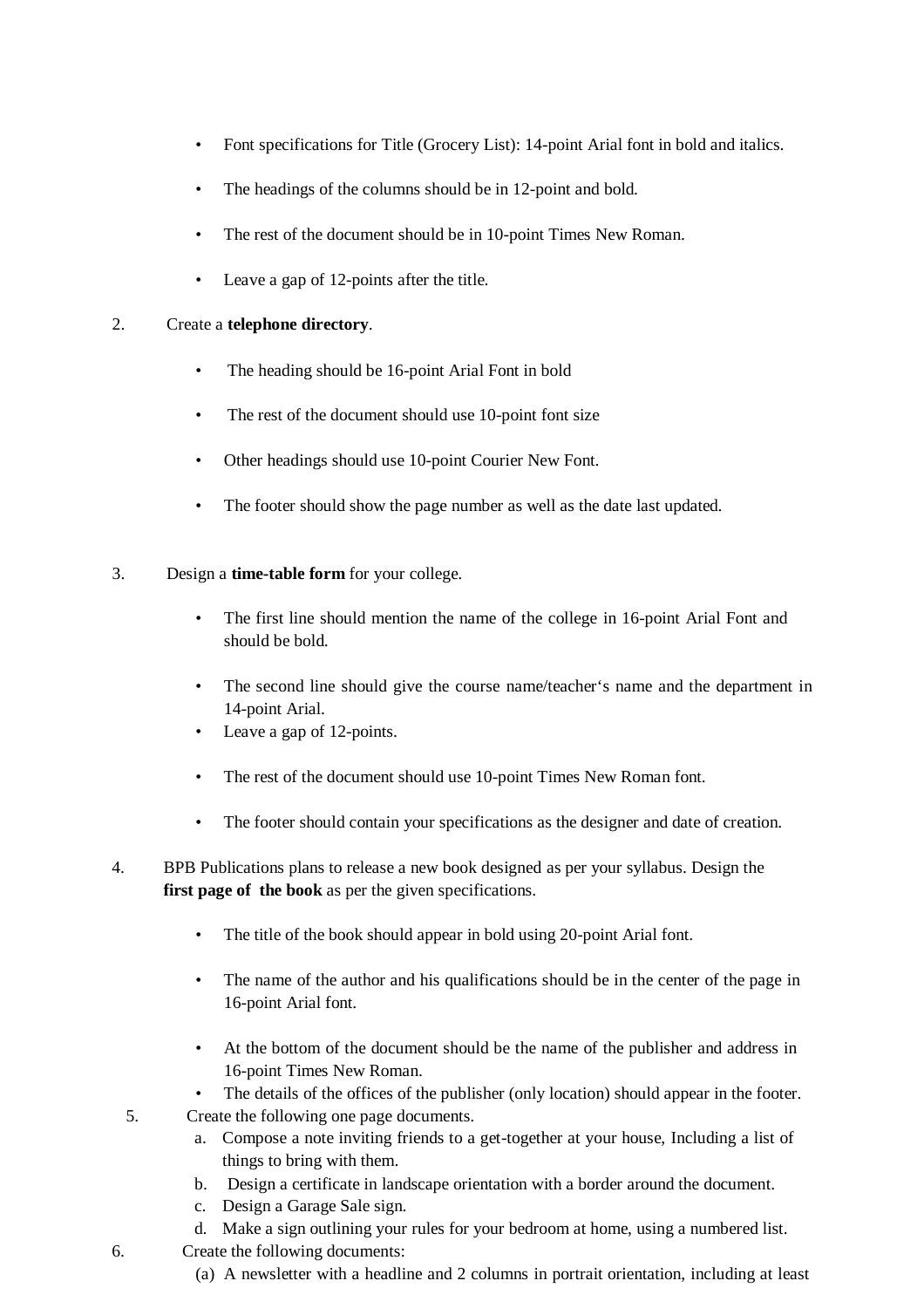- Font specifications for Title (Grocery List): 14-point Arial font in bold and italics.
- The headings of the columns should be in 12-point and bold.
- The rest of the document should be in 10-point Times New Roman.
- Leave a gap of 12-points after the title.

2. Create a **telephone directory**.
    - The heading should be 16-point Arial Font in bold
    - The rest of the document should use 10-point font size
    - Other headings should use 10-point Courier New Font.
    - The footer should show the page number as well as the date last updated.

3. Design a **time-table form** for your college.
    - The first line should mention the name of the college in 16-point Arial Font and should be bold.
    - The second line should give the course name/teacher's name and the department in 14-point Arial.
    - Leave a gap of 12-points.
    - The rest of the document should use 10-point Times New Roman font.
    - The footer should contain your specifications as the designer and date of creation.

4. BPB Publications plans to release a new book designed as per your syllabus. Design the **first page of the book** as per the given specifications.
    - The title of the book should appear in bold using 20-point Arial font.
    - The name of the author and his qualifications should be in the center of the page in 16-point Arial font.
    - At the bottom of the document should be the name of the publisher and address in 16-point Times New Roman.
    - The details of the offices of the publisher (only location) should appear in the footer.

5. Create the following one page documents.
    a. Compose a note inviting friends to a get-together at your house, Including a list of things to bring with them.
    b. Design a certificate in landscape orientation with a border around the document.
    c. Design a Garage Sale sign.
    d. Make a sign outlining your rules for your bedroom at home, using a numbered list.

6. Create the following documents:
    (a) A newsletter with a headline and 2 columns in portrait orientation, including at least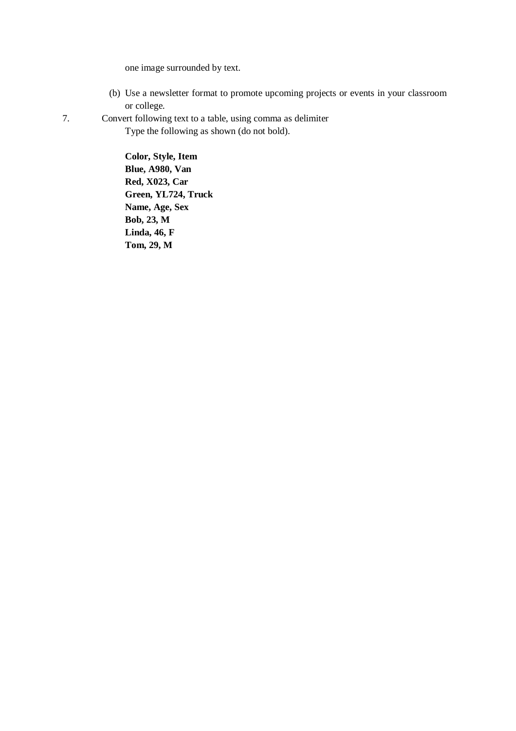one image surrounded by text.

(b) Use a newsletter format to promote upcoming projects or events in your classroom or college.

7. Convert following text to a table, using comma as delimiter
   Type the following as shown (do not bold).

   **Color, Style, Item**
   **Blue, A980, Van**
   **Red, X023, Car**
   **Green, YL724, Truck**
   **Name, Age, Sex**
   **Bob, 23, M**
   **Linda, 46, F**
   **Tom, 29, M**